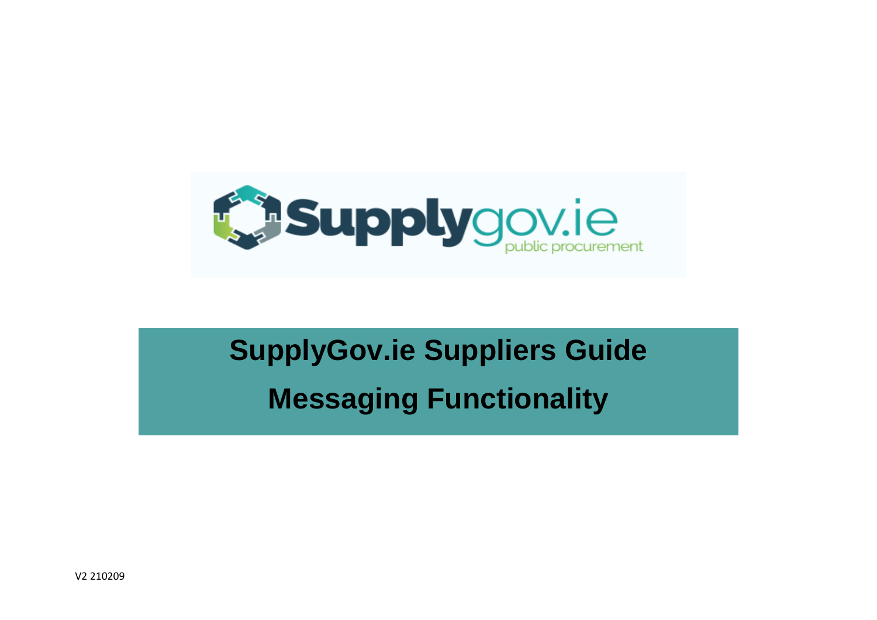# SupplyGov.ie Suppliers Guide

# Messaging Functionality

V2 210209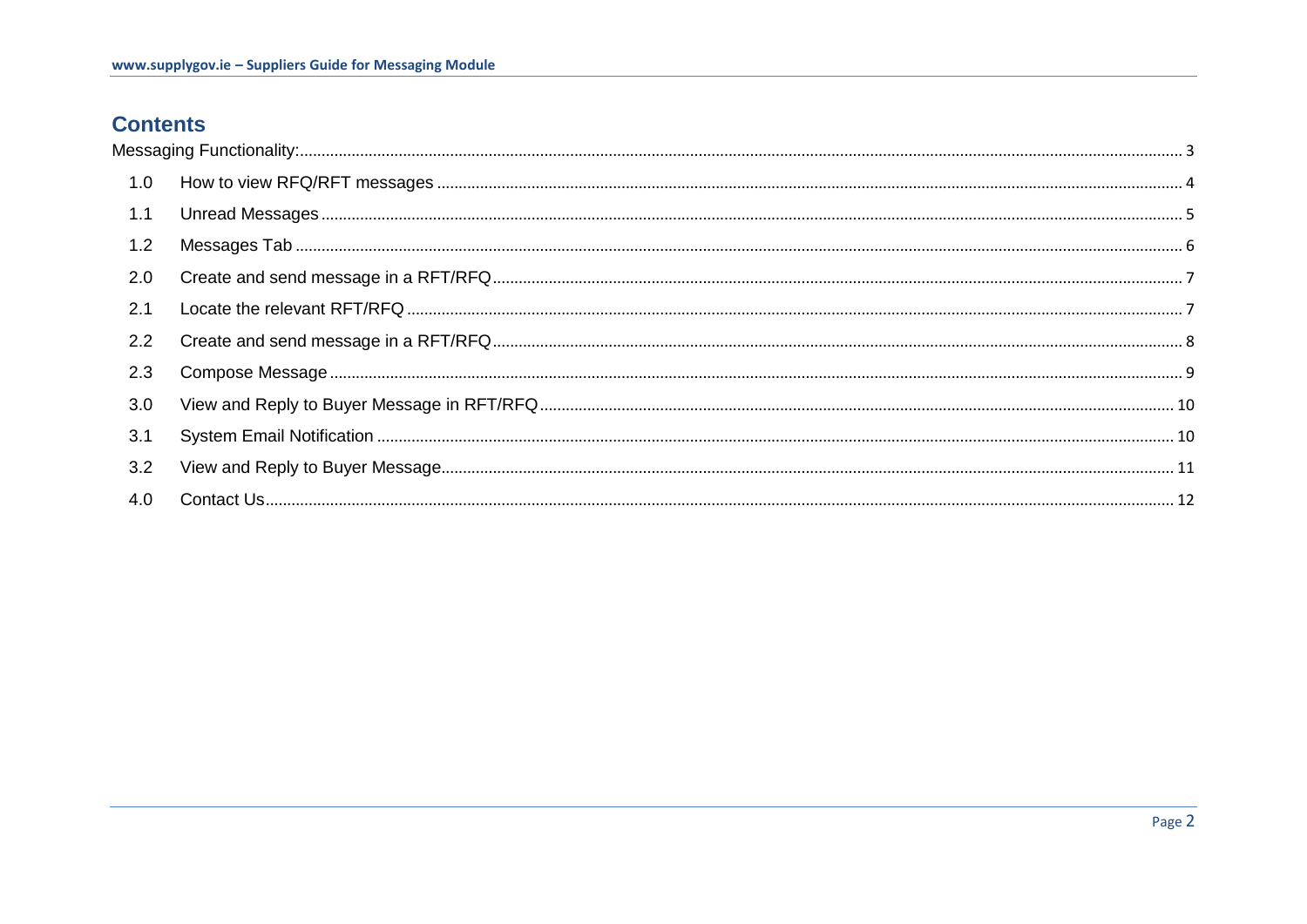# Contents

Messaging Functionality: 3

- 1.0 How to view RFQ/RFT messages 4
- 1.1 Unread Messages 5
- 1.2 Messages Tab 6
- 2.0 Create and send message in a RFT/RFQ 7
- 2.1 Locate the relevant RFT/RFQ 7
- 2.2 Create and send message in a RFT/RFQ 8
- 2.3 Compose Message 9
- 3.0 View and Reply to Buyer Message in RFT/RFQ 10
- 3.1 System Email Notification 10
- 3.2 View and Reply to Buyer Message 11
- 4.0 Contact Us 12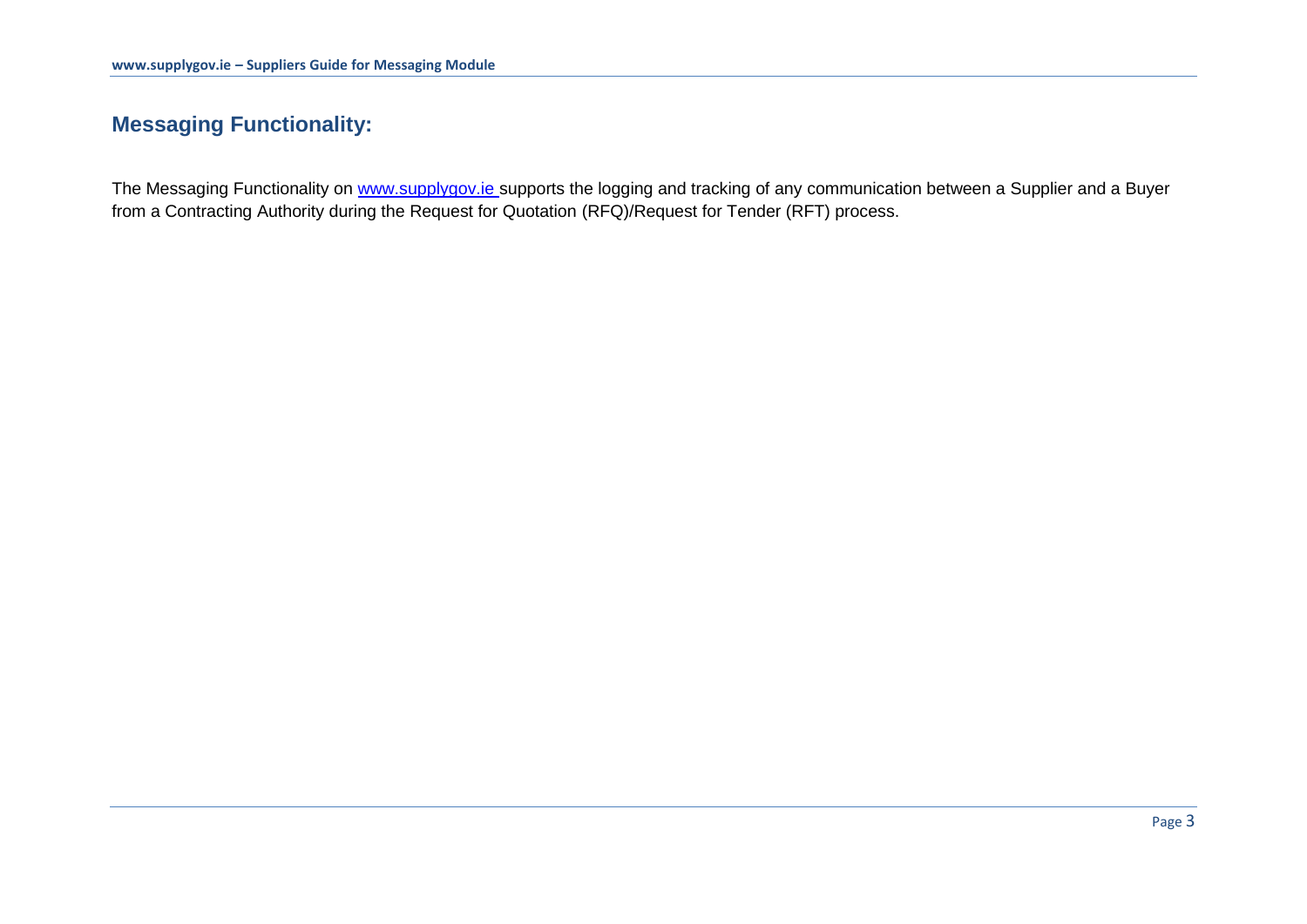## Messaging Functionality:

The Messaging Functionality on www.supplygov.ie supports the logging and tracking of any communication between a Supplier and a Buyer from a Contracting Authority during the Request for Quotation (RFQ)/Request for Tender (RFT) process.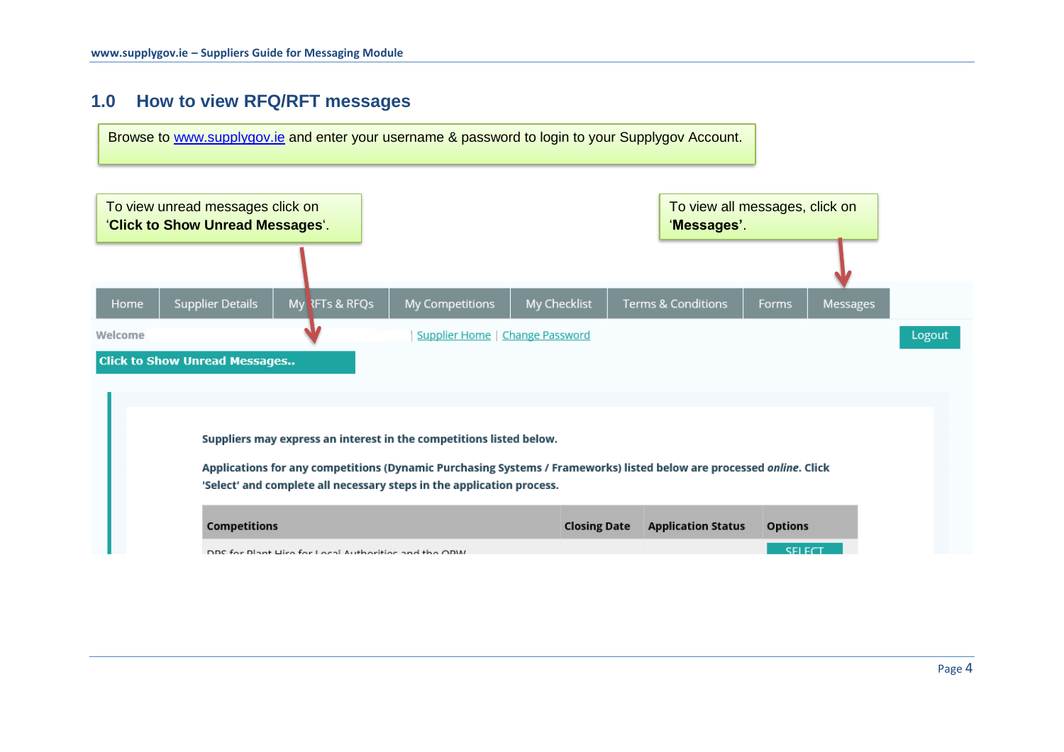## 1.0 How to view RFQ/RFT messages

Browse to [www.supplygov.ie](http://www.supplygov.ie) and enter your username & password to login to your Supplygov Account.

To view unread messages click on '**Click to Show Unread Messages**'.

To view all messages, click on '**Messages**'.

Home | Supplier Details | My RFTs & RFQs | My Competitions | My Checklist | Terms & Conditions | Forms | Messages

Welcome | Supplier Home | Change Password | Logout

**Click to Show Unread Messages..**

**Suppliers may express an interest in the competitions listed below.**

**Applications for any competitions (Dynamic Purchasing Systems / Frameworks) listed below are processed *online*. Click 'Select' and complete all necessary steps in the application process.**

| Competitions | Closing Date | Application Status | Options |
|---|---|---|---|
| DPS for Plant Hire for Local Authorities and the OPW | | | SELECT |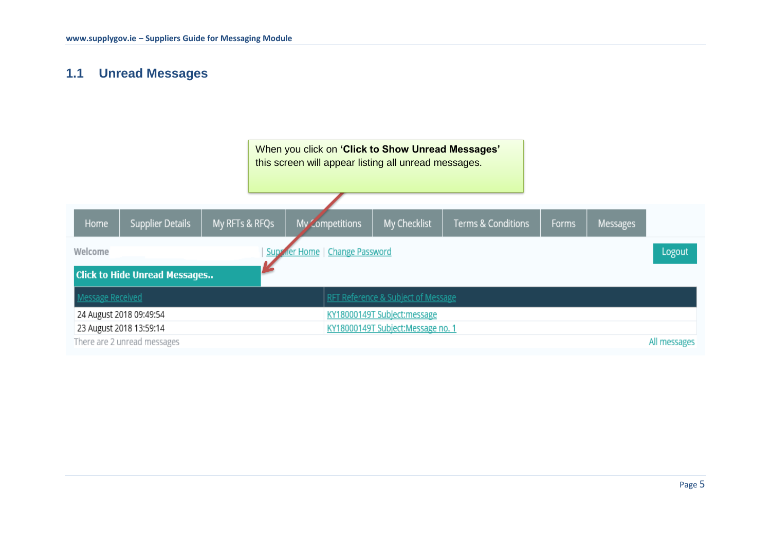## 1.1 Unread Messages

When you click on **'Click to Show Unread Messages'** this screen will appear listing all unread messages.

Home | Supplier Details | My RFTs & RFQs | My Competitions | My Checklist | Terms & Conditions | Forms | Messages

Welcome | Supplier Home | Change Password

Logout

**Click to Hide Unread Messages..**

| Message Received | RFT Reference & Subject of Message |
|---|---|
| 24 August 2018 09:49:54 | KY18000149T Subject:message |
| 23 August 2018 13:59:14 | KY18000149T Subject:Message no. 1 |

There are 2 unread messages

All messages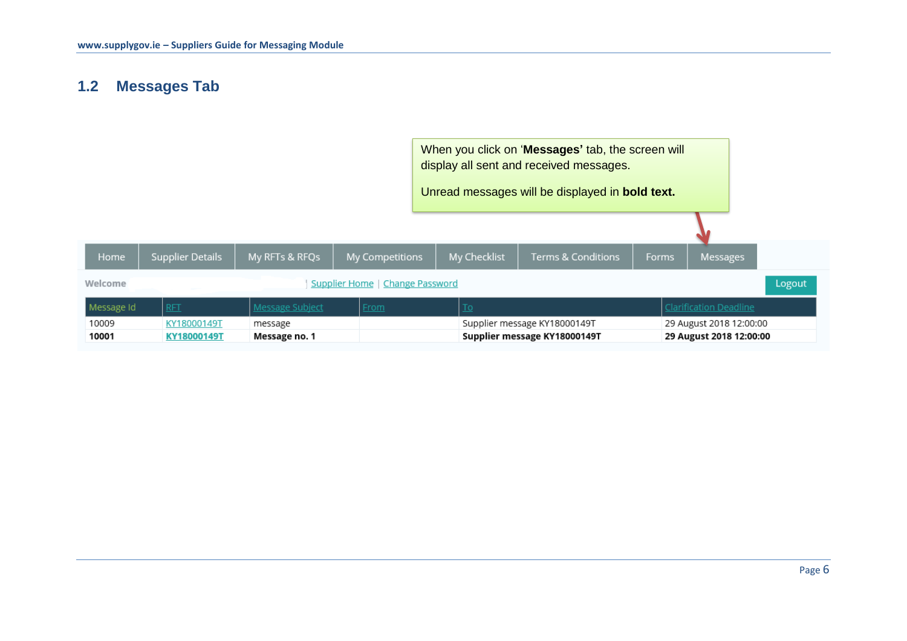## 1.2 Messages Tab

When you click on '**Messages'** tab, the screen will display all sent and received messages.

Unread messages will be displayed in **bold text.**

Home | Supplier Details | My RFTs & RFQs | My Competitions | My Checklist | Terms & Conditions | Forms | Messages

Welcome | Supplier Home | Change Password — Logout

| Message Id | RFT | Message Subject | From | To | Clarification Deadline |
|---|---|---|---|---|---|
| 10009 | KY18000149T | message | | Supplier message KY18000149T | 29 August 2018 12:00:00 |
| **10001** | **KY18000149T** | **Message no. 1** | | **Supplier message KY18000149T** | **29 August 2018 12:00:00** |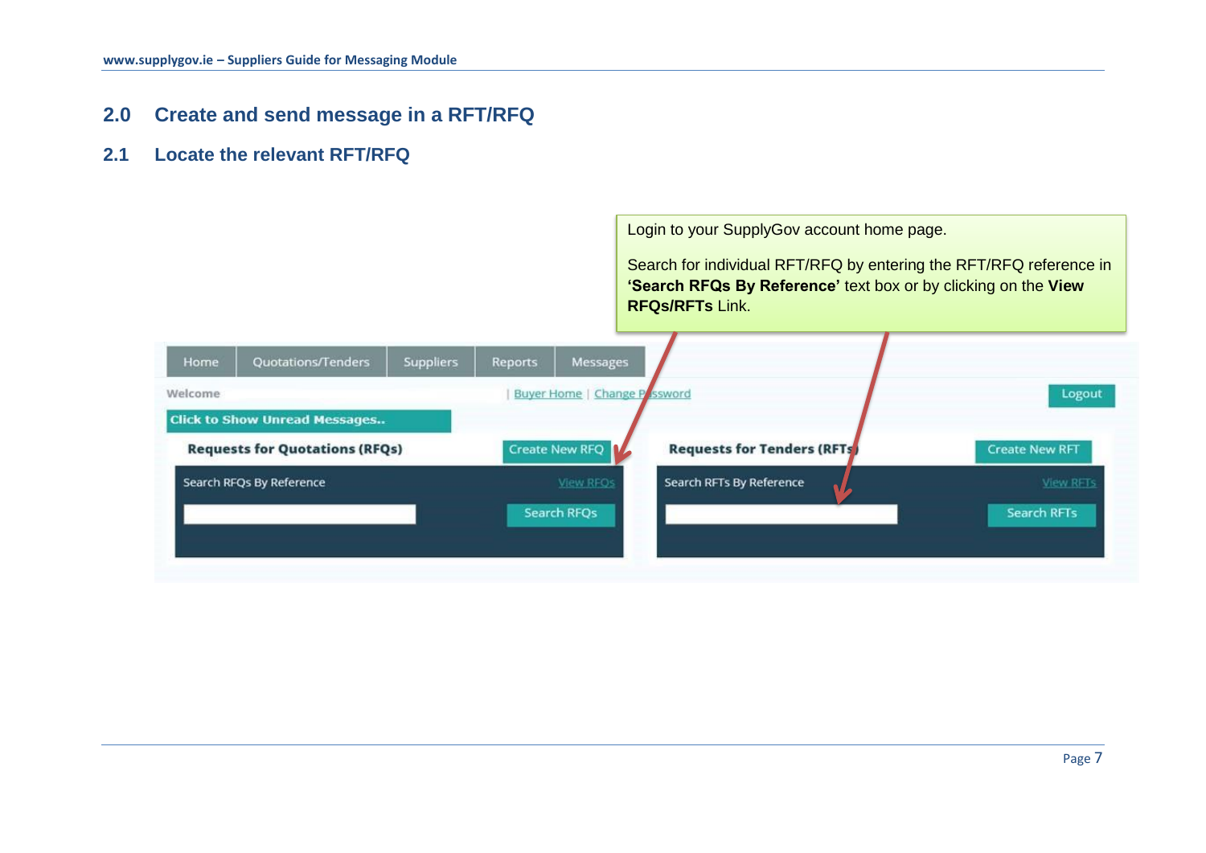## 2.0 Create and send message in a RFT/RFQ

### 2.1 Locate the relevant RFT/RFQ

Login to your SupplyGov account home page.

Search for individual RFT/RFQ by entering the RFT/RFQ reference in **'Search RFQs By Reference'** text box or by clicking on the **View RFQs/RFTs** Link.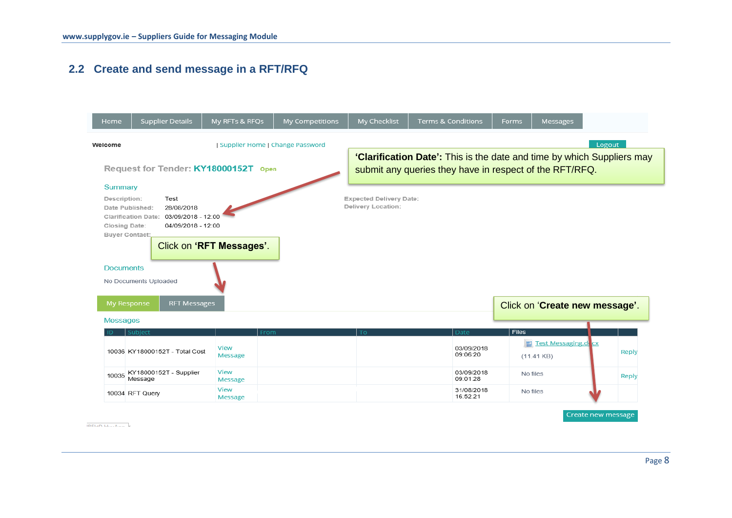## 2.2 Create and send message in a RFT/RFQ

Home | Supplier Details | My RFTs & RFQs | My Competitions | My Checklist | Terms & Conditions | Forms | Messages

Welcome | Supplier Home | Change Password | Logout

**'Clarification Date':** This is the date and time by which Suppliers may submit any queries they have in respect of the RFT/RFQ.

Request for Tender: KY18000152T Open

Summary

Description: Test
Date Published: 28/08/2018
Clarification Date: 03/09/2018 - 12:00
Closing Date: 04/09/2018 - 12:00
Buyer Contact:

Expected Delivery Date:
Delivery Location:

Click on **'RFT Messages'**.

Documents

No Documents Uploaded

My Response | RFT Messages

Click on '**Create new message**'.

Messages

| ID | Subject | | From | To | Date | Files | |
|---|---|---|---|---|---|---|---|
| 10036 | KY18000152T - Total Cost | View Message | | | 03/09/2018 09:06:20 | Test Messaging.docx (11.41 KB) | Reply |
| 10035 | KY18000152T - Supplier Message | View Message | | | 03/09/2018 09:01:28 | No files | Reply |
| 10034 | RFT Query | View Message | | | 31/08/2018 16:52:21 | No files | |

Create new message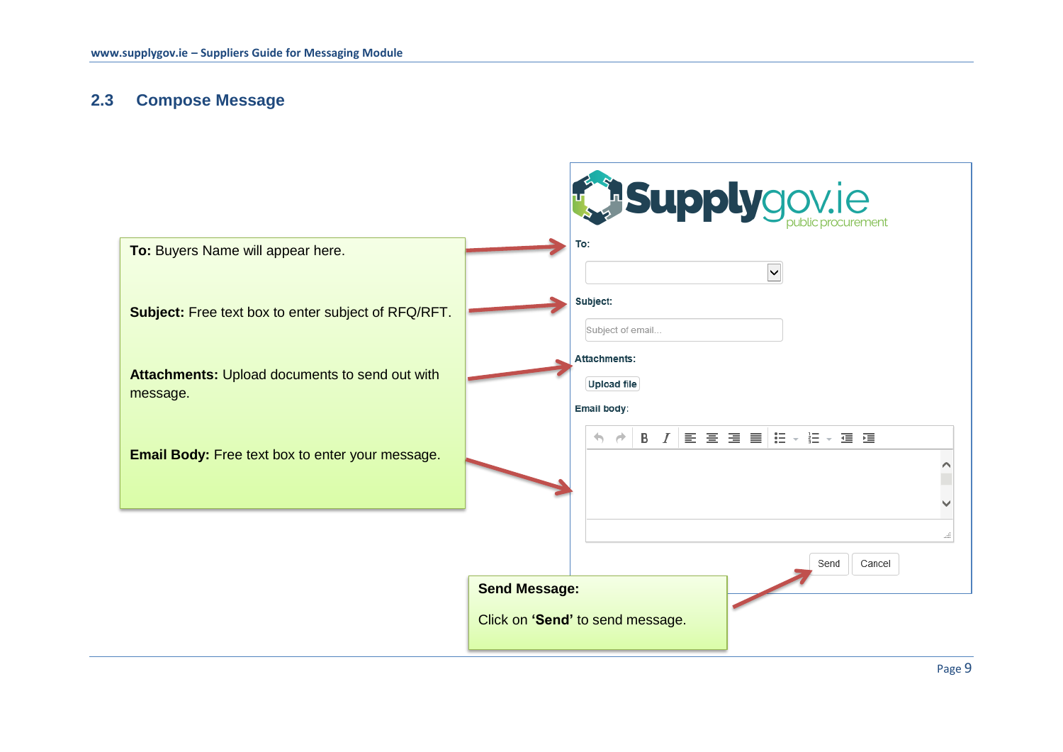## 2.3 Compose Message

**To:** Buyers Name will appear here.

**Subject:** Free text box to enter subject of RFQ/RFT.

**Attachments:** Upload documents to send out with message.

**Email Body:** Free text box to enter your message.

**Send Message:**

Click on **'Send'** to send message.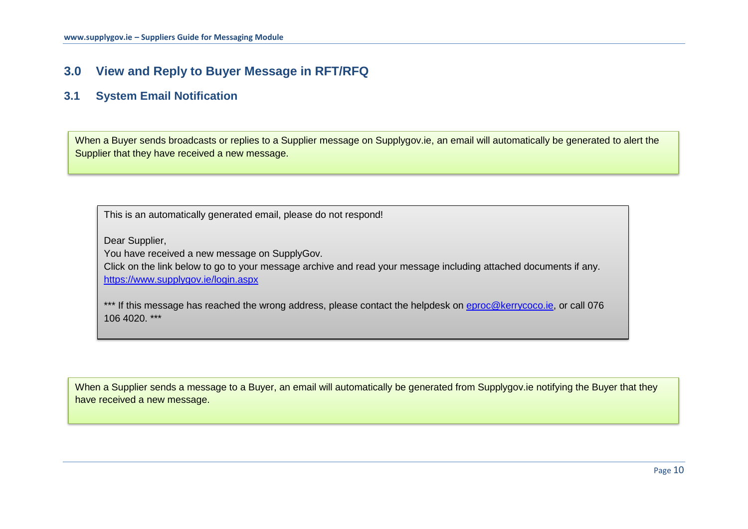## 3.0 View and Reply to Buyer Message in RFT/RFQ

### 3.1 System Email Notification

When a Buyer sends broadcasts or replies to a Supplier message on Supplygov.ie, an email will automatically be generated to alert the Supplier that they have received a new message.

> This is an automatically generated email, please do not respond!
>
> Dear Supplier,
> You have received a new message on SupplyGov.
> Click on the link below to go to your message archive and read your message including attached documents if any.
> https://www.supplygov.ie/login.aspx
>
> *** If this message has reached the wrong address, please contact the helpdesk on eproc@kerrycoco.ie, or call 076 106 4020. ***

When a Supplier sends a message to a Buyer, an email will automatically be generated from Supplygov.ie notifying the Buyer that they have received a new message.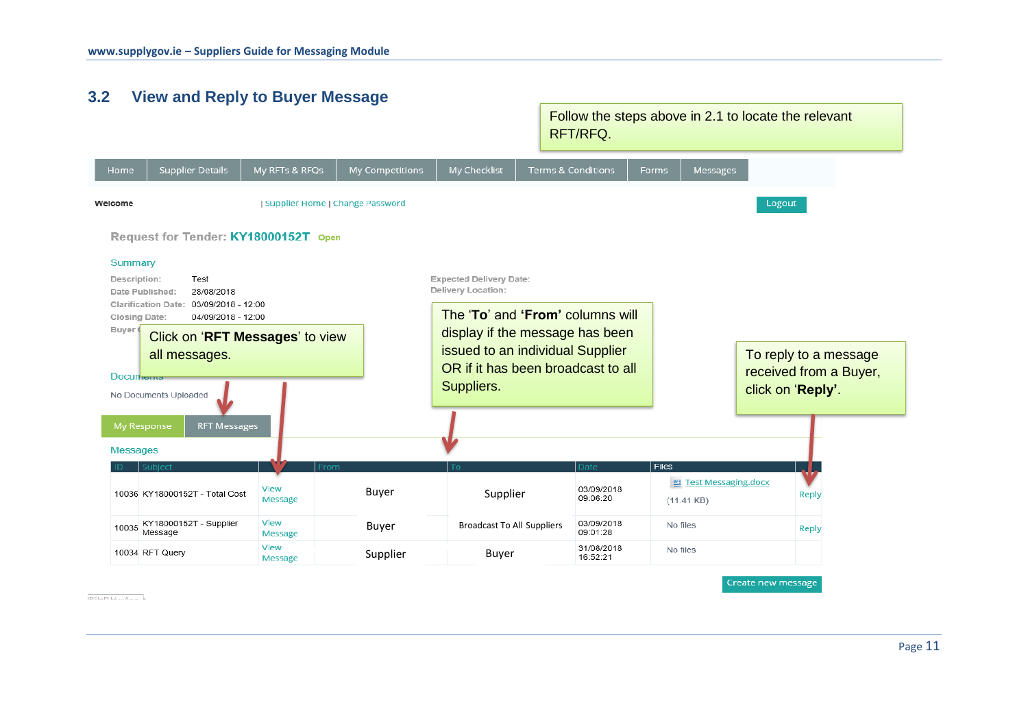## 3.2 View and Reply to Buyer Message

Follow the steps above in 2.1 to locate the relevant RFT/RFQ.

Home | Supplier Details | My RFTs & RFQs | My Competitions | My Checklist | Terms & Conditions | Forms | Messages

Welcome | Supplier Home | Change Password Logout

**Request for Tender: KY18000152T** Open

Summary

Description: Test
Date Published: 28/08/2018
Clarification Date: 03/09/2018 - 12:00
Closing Date: 04/09/2018 - 12:00
Buyer

Expected Delivery Date:
Delivery Location:

Click on '**RFT Messages**' to view all messages.

The '**To**' and '**From**' columns will display if the message has been issued to an individual Supplier OR if it has been broadcast to all Suppliers.

To reply to a message received from a Buyer, click on '**Reply**'.

Documents

No Documents Uploaded

My Response | RFT Messages

Messages

| ID | Subject | | From | To | Date | Files | |
|---|---|---|---|---|---|---|---|
| 10036 | KY18000152T - Total Cost | View Message | Buyer | Supplier | 03/09/2018 09:06:20 | Test Messaging.docx (11.41 KB) | Reply |
| 10035 | KY18000152T - Supplier Message | View Message | Buyer | Broadcast To All Suppliers | 03/09/2018 09:01:28 | No files | Reply |
| 10034 | RFT Query | View Message | Supplier | Buyer | 31/08/2018 16:52:21 | No files | |

Create new message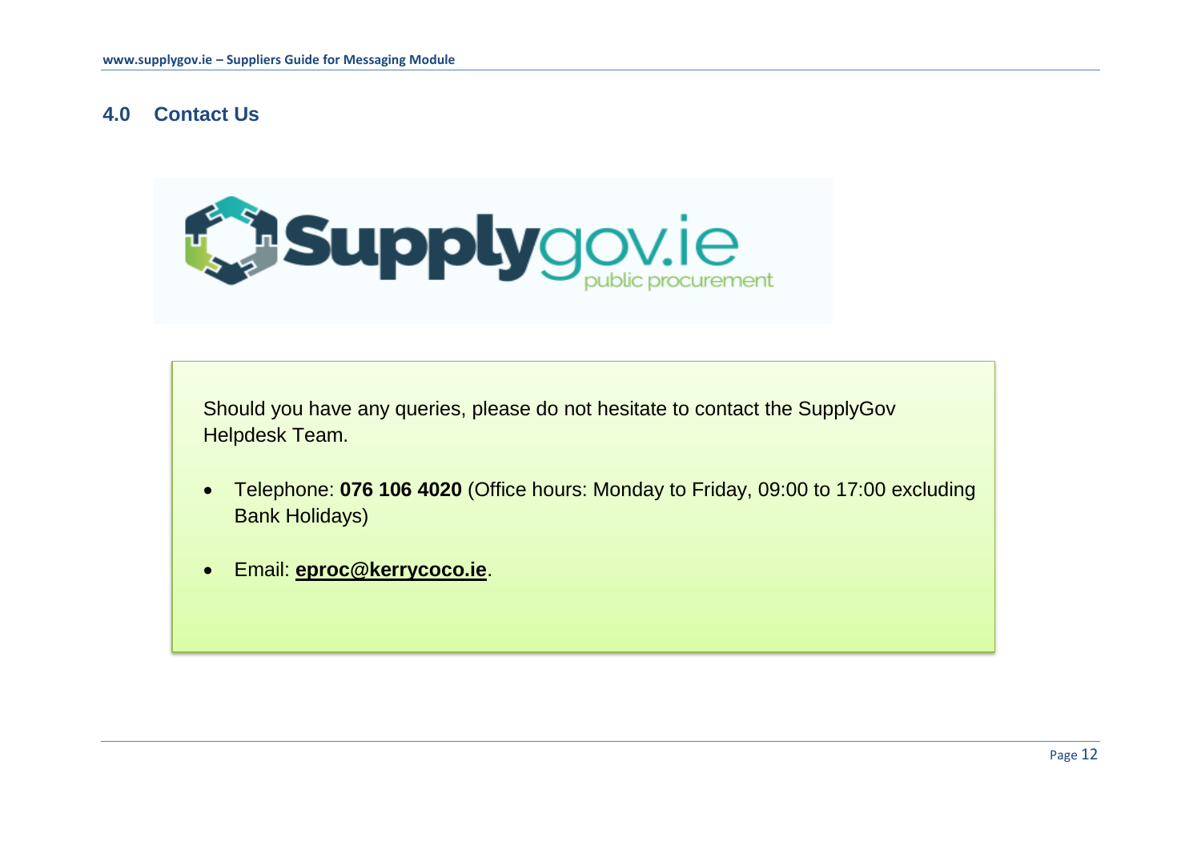## 4.0 Contact Us

Should you have any queries, please do not hesitate to contact the SupplyGov Helpdesk Team.

- Telephone: **076 106 4020** (Office hours: Monday to Friday, 09:00 to 17:00 excluding Bank Holidays)
- Email: **eproc@kerrycoco.ie**.